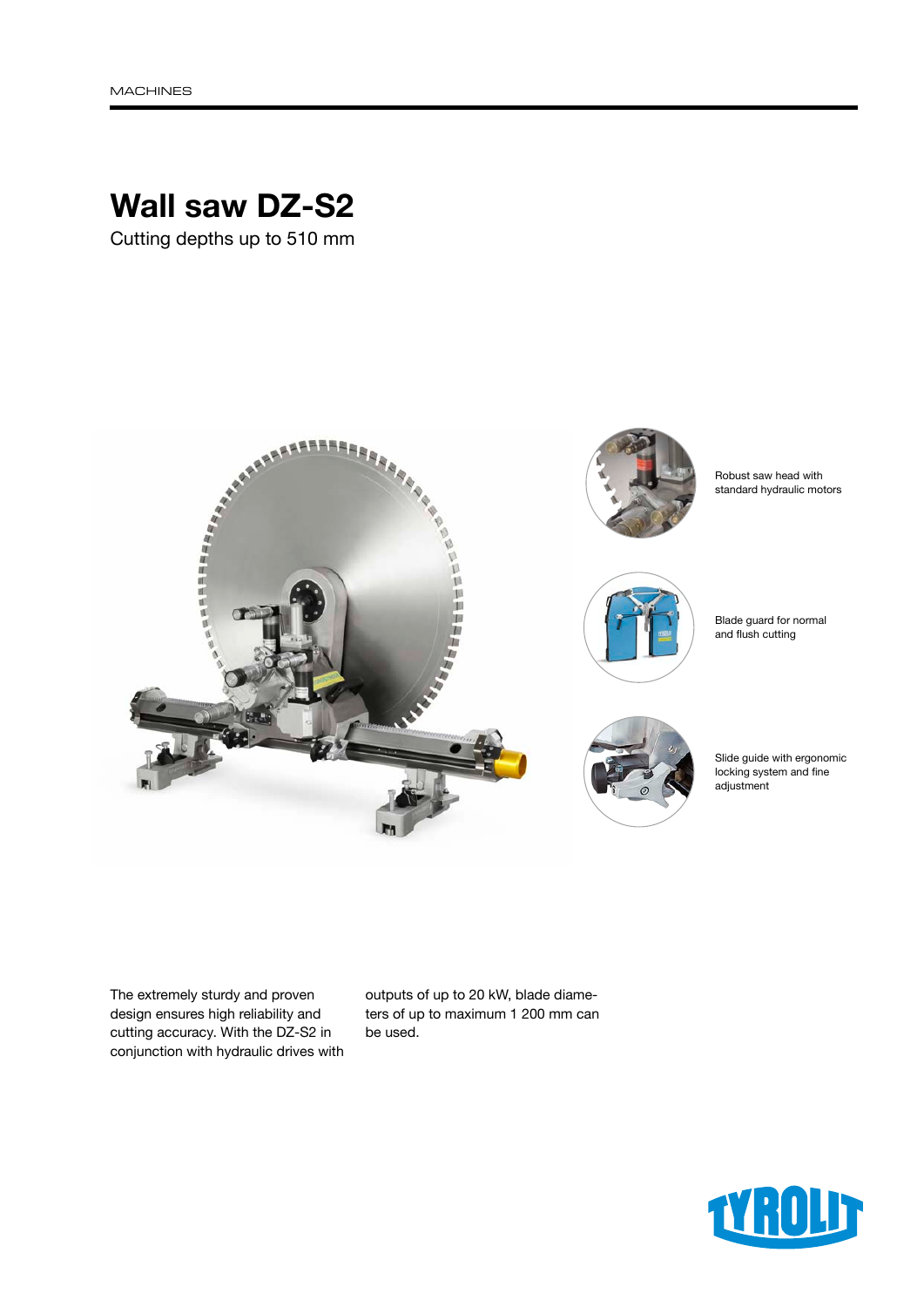MACHINES

# Wall saw DZ-S2

Cutting depths up to 510 mm

Robust saw head with standard hydraulic motors

Blade guard for normal and flush cutting

Slide guide with ergonomic locking system and fine adjustment

The extremely sturdy and proven design ensures high reliability and cutting accuracy. With the DZ-S2 in conjunction with hydraulic drives with outputs of up to 20 kW, blade diameters of up to maximum 1 200 mm can be used.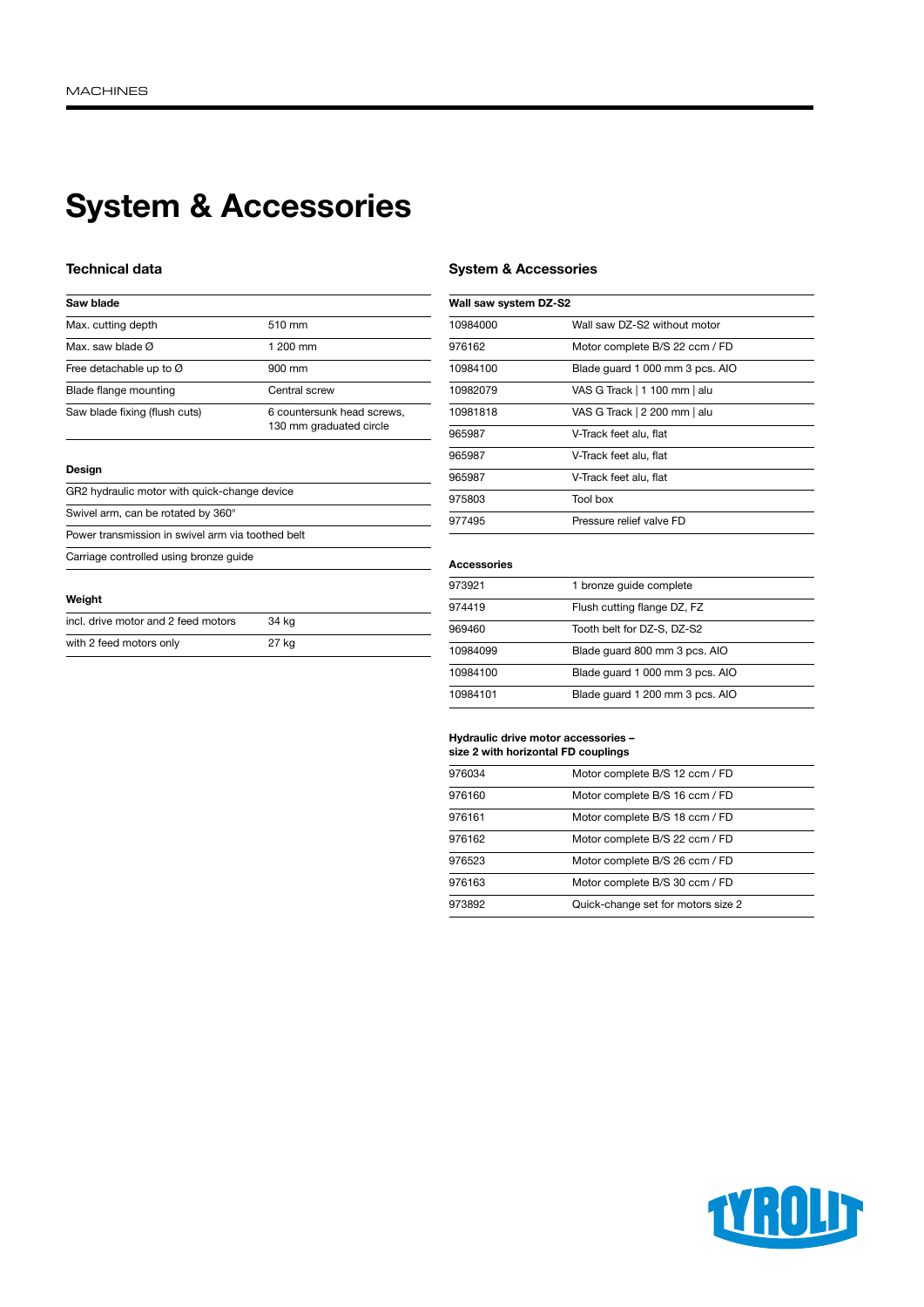# System & Accessories

## Technical data

| Saw blade | |
|---|---|
| Max. cutting depth | 510 mm |
| Max. saw blade Ø | 1 200 mm |
| Free detachable up to Ø | 900 mm |
| Blade flange mounting | Central screw |
| Saw blade fixing (flush cuts) | 6 countersunk head screws, 130 mm graduated circle |

| Design |
|---|
| GR2 hydraulic motor with quick-change device |
| Swivel arm, can be rotated by 360° |
| Power transmission in swivel arm via toothed belt |
| Carriage controlled using bronze guide |

| Weight | |
|---|---|
| incl. drive motor and 2 feed motors | 34 kg |
| with 2 feed motors only | 27 kg |

## System & Accessories

| Wall saw system DZ-S2 | |
|---|---|
| 10984000 | Wall saw DZ-S2 without motor |
| 976162 | Motor complete B/S 22 ccm / FD |
| 10984100 | Blade guard 1 000 mm 3 pcs. AIO |
| 10982079 | VAS G Track \| 1 100 mm \| alu |
| 10981818 | VAS G Track \| 2 200 mm \| alu |
| 965987 | V-Track feet alu, flat |
| 965987 | V-Track feet alu, flat |
| 965987 | V-Track feet alu, flat |
| 975803 | Tool box |
| 977495 | Pressure relief valve FD |

| Accessories | |
|---|---|
| 973921 | 1 bronze guide complete |
| 974419 | Flush cutting flange DZ, FZ |
| 969460 | Tooth belt for DZ-S, DZ-S2 |
| 10984099 | Blade guard 800 mm 3 pcs. AIO |
| 10984100 | Blade guard 1 000 mm 3 pcs. AIO |
| 10984101 | Blade guard 1 200 mm 3 pcs. AIO |

| Hydraulic drive motor accessories – size 2 with horizontal FD couplings | |
|---|---|
| 976034 | Motor complete B/S 12 ccm / FD |
| 976160 | Motor complete B/S 16 ccm / FD |
| 976161 | Motor complete B/S 18 ccm / FD |
| 976162 | Motor complete B/S 22 ccm / FD |
| 976523 | Motor complete B/S 26 ccm / FD |
| 976163 | Motor complete B/S 30 ccm / FD |
| 973892 | Quick-change set for motors size 2 |

TYROLIT